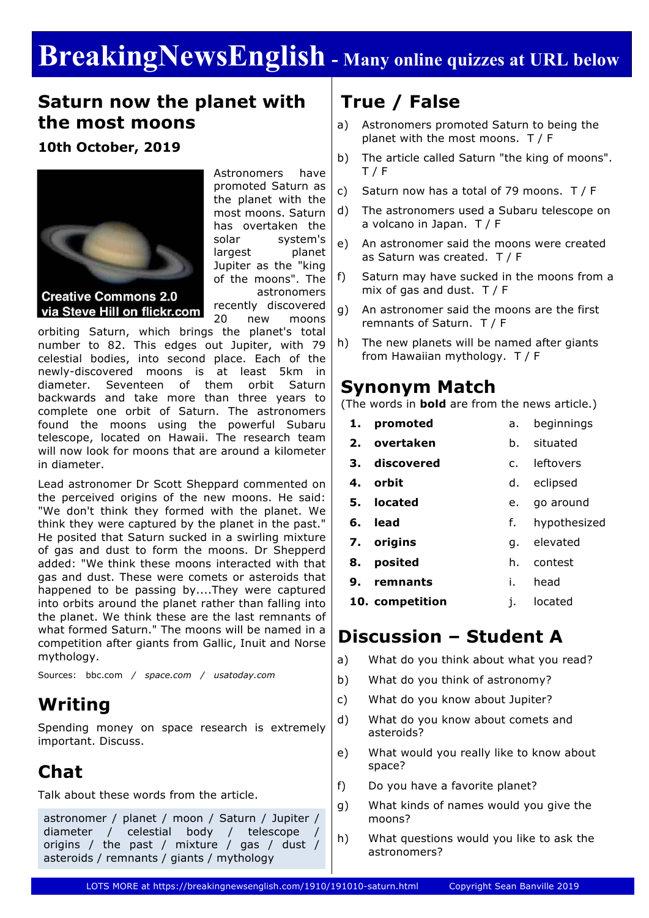# BreakingNewsEnglish - Many online quizzes at URL below

## Saturn now the planet with the most moons

**10th October, 2019**

Creative Commons 2.0 via Steve Hill on flickr.com

Astronomers have promoted Saturn as the planet with the most moons. Saturn has overtaken the solar system's largest planet Jupiter as the "king of the moons". The astronomers recently discovered 20 new moons orbiting Saturn, which brings the planet's total number to 82. This edges out Jupiter, with 79 celestial bodies, into second place. Each of the newly-discovered moons is at least 5km in diameter. Seventeen of them orbit Saturn backwards and take more than three years to complete one orbit of Saturn. The astronomers found the moons using the powerful Subaru telescope, located on Hawaii. The research team will now look for moons that are around a kilometer in diameter.

Lead astronomer Dr Scott Sheppard commented on the perceived origins of the new moons. He said: "We don't think they formed with the planet. We think they were captured by the planet in the past." He posited that Saturn sucked in a swirling mixture of gas and dust to form the moons. Dr Shepperd added: "We think these moons interacted with that gas and dust. These were comets or asteroids that happened to be passing by....They were captured into orbits around the planet rather than falling into the planet. We think these are the last remnants of what formed Saturn." The moons will be named in a competition after giants from Gallic, Inuit and Norse mythology.

Sources: bbc.com / *space.com* / *usatoday.com*

## Writing

Spending money on space research is extremely important. Discuss.

## Chat

Talk about these words from the article.

astronomer / planet / moon / Saturn / Jupiter / diameter / celestial body / telescope / origins / the past / mixture / gas / dust / asteroids / remnants / giants / mythology

## True / False

a) Astronomers promoted Saturn to being the planet with the most moons. T / F

b) The article called Saturn "the king of moons". T / F

c) Saturn now has a total of 79 moons. T / F

d) The astronomers used a Subaru telescope on a volcano in Japan. T / F

e) An astronomer said the moons were created as Saturn was created. T / F

f) Saturn may have sucked in the moons from a mix of gas and dust. T / F

g) An astronomer said the moons are the first remnants of Saturn. T / F

h) The new planets will be named after giants from Hawaiian mythology. T / F

## Synonym Match

(The words in **bold** are from the news article.)

| | | | |
|---|---|---|---|
| 1. | **promoted** | a. | beginnings |
| 2. | **overtaken** | b. | situated |
| 3. | **discovered** | c. | leftovers |
| 4. | **orbit** | d. | eclipsed |
| 5. | **located** | e. | go around |
| 6. | **lead** | f. | hypothesized |
| 7. | **origins** | g. | elevated |
| 8. | **posited** | h. | contest |
| 9. | **remnants** | i. | head |
| 10. | **competition** | j. | located |

## Discussion – Student A

a) What do you think about what you read?

b) What do you think of astronomy?

c) What do you know about Jupiter?

d) What do you know about comets and asteroids?

e) What would you really like to know about space?

f) Do you have a favorite planet?

g) What kinds of names would you give the moons?

h) What questions would you like to ask the astronomers?

LOTS MORE at https://breakingnewsenglish.com/1910/191010-saturn.html Copyright Sean Banville 2019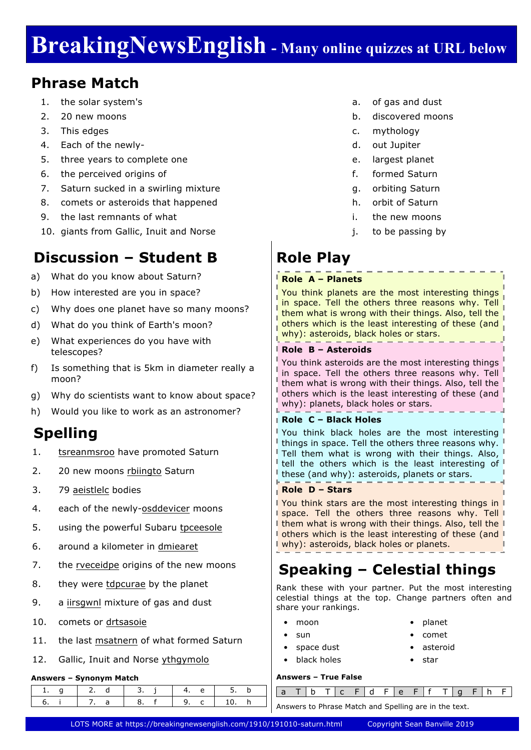# BreakingNewsEnglish - Many online quizzes at URL below

## Phrase Match

1. the solar system's
2. 20 new moons
3. This edges
4. Each of the newly-
5. three years to complete one
6. the perceived origins of
7. Saturn sucked in a swirling mixture
8. comets or asteroids that happened
9. the last remnants of what
10. giants from Gallic, Inuit and Norse

a. of gas and dust
b. discovered moons
c. mythology
d. out Jupiter
e. largest planet
f. formed Saturn
g. orbiting Saturn
h. orbit of Saturn
i. the new moons
j. to be passing by

## Discussion – Student B

a) What do you know about Saturn?
b) How interested are you in space?
c) Why does one planet have so many moons?
d) What do you think of Earth's moon?
e) What experiences do you have with telescopes?
f) Is something that is 5km in diameter really a moon?
g) Why do scientists want to know about space?
h) Would you like to work as an astronomer?

## Spelling

1. tsreanmsroo have promoted Saturn
2. 20 new moons rbiingto Saturn
3. 79 aeistlelc bodies
4. each of the newly-osddevicer moons
5. using the powerful Subaru tpceesole
6. around a kilometer in dmiearet
7. the rveceidpe origins of the new moons
8. they were tdpcurae by the planet
9. a iirsgwnl mixture of gas and dust
10. comets or drtsasoie
11. the last msatnern of what formed Saturn
12. Gallic, Inuit and Norse ythgymolo

#### Answers – Synonym Match

| | | | | |
|---|---|---|---|---|
| 1. g | 2. d | 3. j | 4. e | 5. b |
| 6. i | 7. a | 8. f | 9. c | 10. h |

## Role Play

**Role A – Planets**

You think planets are the most interesting things in space. Tell the others three reasons why. Tell them what is wrong with their things. Also, tell the others which is the least interesting of these (and why): asteroids, black holes or stars.

**Role B – Asteroids**

You think asteroids are the most interesting things in space. Tell the others three reasons why. Tell them what is wrong with their things. Also, tell the others which is the least interesting of these (and why): planets, black holes or stars.

**Role C – Black Holes**

You think black holes are the most interesting things in space. Tell the others three reasons why. Tell them what is wrong with their things. Also, tell the others which is the least interesting of these (and why): asteroids, planets or stars.

**Role D – Stars**

You think stars are the most interesting things in space. Tell the others three reasons why. Tell them what is wrong with their things. Also, tell the others which is the least interesting of these (and why): asteroids, black holes or planets.

## Speaking – Celestial things

Rank these with your partner. Put the most interesting celestial things at the top. Change partners often and share your rankings.

- moon
- sun
- space dust
- black holes
- planet
- comet
- asteroid
- star

#### Answers – True False

| | | | | | | | | | | | | | | | |
|---|---|---|---|---|---|---|---|---|---|---|---|---|---|---|---|
| a | T | b | T | c | F | d | F | e | F | f | T | g | F | h | F |

Answers to Phrase Match and Spelling are in the text.

LOTS MORE at https://breakingnewsenglish.com/1910/191010-saturn.html Copyright Sean Banville 2019